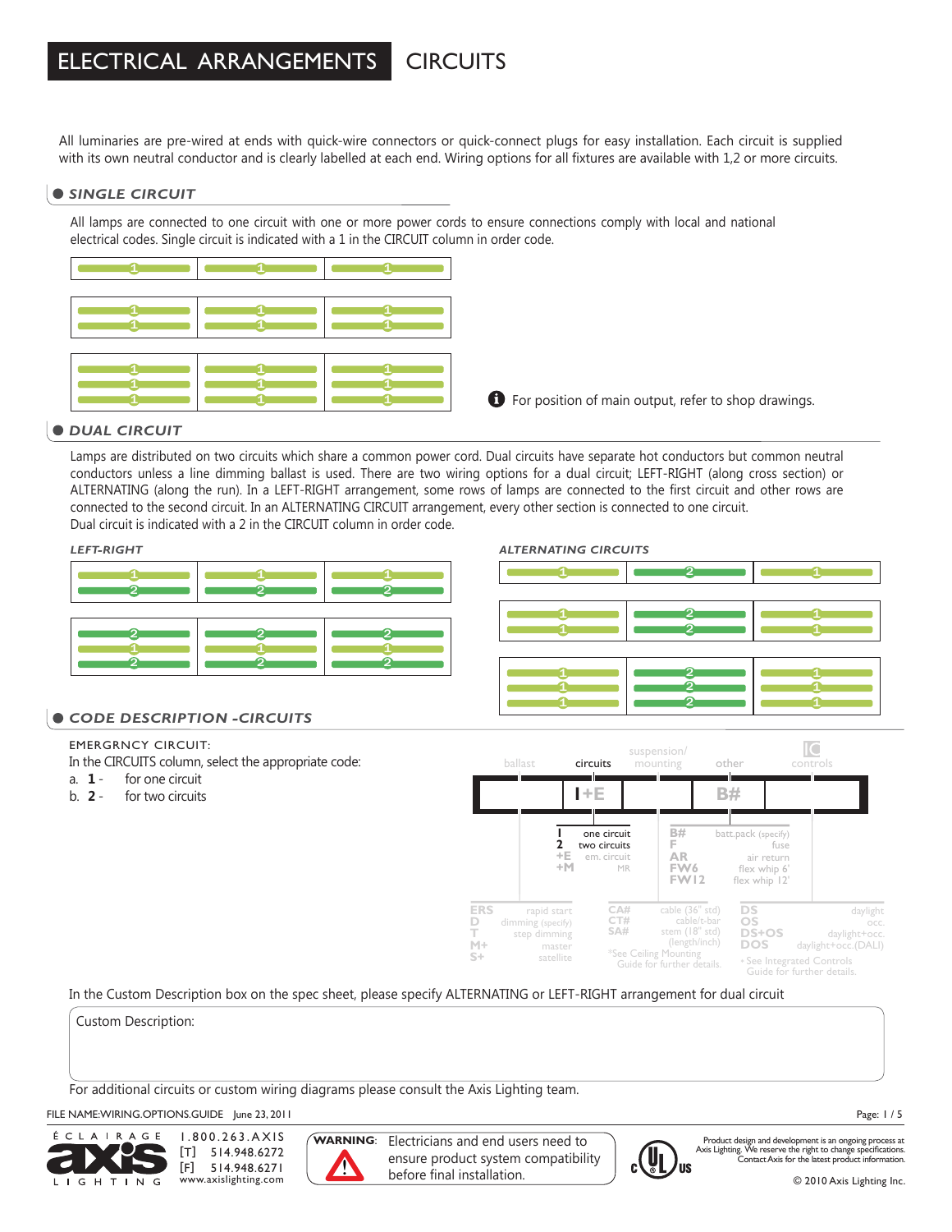# ELECTRICAL ARRANGEMENTS CIRCUITS

All luminaries are pre-wired at ends with quick-wire connectors or quick-connect plugs for easy installation. Each circuit is supplied with its own neutral conductor and is clearly labelled at each end. Wiring options for all fixtures are available with 1,2 or more circuits.

## SINGLE CIRCUIT

All lamps are connected to one circuit with one or more power cords to ensure connections comply with local and national electrical codes. Single circuit is indicated with a 1 in the CIRCUIT column in order code.

For position of main output, refer to shop drawings.

## DUAL CIRCUIT

Lamps are distributed on two circuits which share a common power cord. Dual circuits have separate hot conductors but common neutral conductors unless a line dimming ballast is used. There are two wiring options for a dual circuit; LEFT-RIGHT (along cross section) or ALTERNATING (along the run). In a LEFT-RIGHT arrangement, some rows of lamps are connected to the first circuit and other rows are connected to the second circuit. In an ALTERNATING CIRCUIT arrangement, every other section is connected to one circuit.
Dual circuit is indicated with a 2 in the CIRCUIT column in order code.

*LEFT-RIGHT*

*ALTERNATING CIRCUITS*

## CODE DESCRIPTION -CIRCUITS

EMERGRNCY CIRCUIT:
In the CIRCUITS column, select the appropriate code:

a. **1** - for one circuit
b. **2** - for two circuits

| ballast | circuits | suspension/ mounting | other | controls |
|---|---|---|---|---|
| | 1+E | | B# | |

circuits:
- 1 — one circuit
- 2 — two circuits
- +E — em. circuit
- +M — MR

other:
- B# — batt.pack (specify)
- F — fuse
- AR — air return
- FW6 — flex whip 6'
- FW12 — flex whip 12'

ballast:
- ERS — rapid start
- D — dimming (specify)
- T — step dimming
- M+ — master
- S+ — satellite

suspension/mounting:
- CA# — cable (36" std)
- CT# — cable/t-bar
- SA# — stem (18" std) (length/inch)

*See Ceiling Mounting Guide for further details.

controls:
- DS — daylight
- OS — occ.
- DS+OS — daylight+occ.
- DOS — daylight+occ.(DALI)

+ See Integrated Controls Guide for further details.

In the Custom Description box on the spec sheet, please specify ALTERNATING or LEFT-RIGHT arrangement for dual circuit

Custom Description:

For additional circuits or custom wiring diagrams please consult the Axis Lighting team.

FILE NAME:WIRING.OPTIONS.GUIDE June 23, 2011

ÉCLAIRAGE axis LIGHTING — 1.800.263.AXIS [T] 514.948.6272 [F] 514.948.6271 www.axislighting.com

**WARNING**: Electricians and end users need to ensure product system compatibility before final installation.

Product design and development is an ongoing process at Axis Lighting. We reserve the right to change specifications. Contact Axis for the latest product information.

© 2010 Axis Lighting Inc.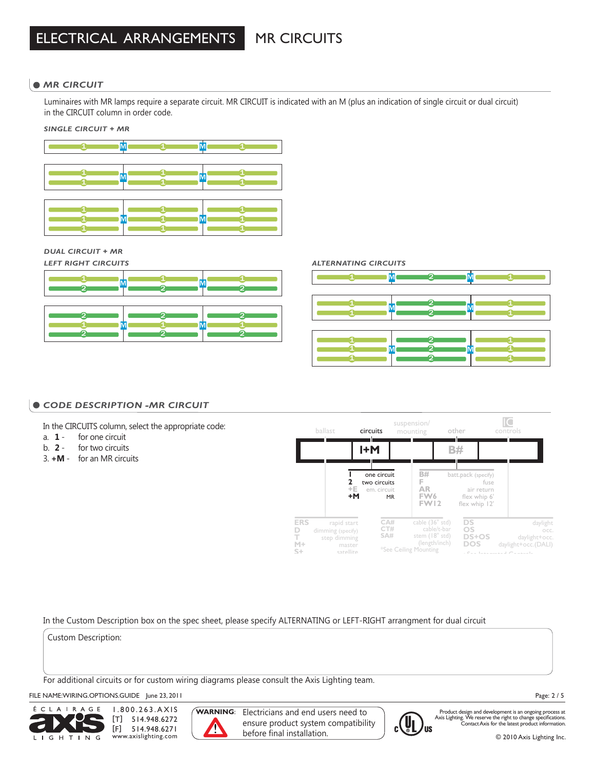# ELECTRICAL ARRANGEMENTS MR CIRCUITS

## MR CIRCUIT

Luminaires with MR lamps require a separate circuit. MR CIRCUIT is indicated with an M (plus an indication of single circuit or dual circuit) in the CIRCUIT column in order code.

### SINGLE CIRCUIT + MR

### DUAL CIRCUIT + MR

### LEFT RIGHT CIRCUITS

### ALTERNATING CIRCUITS

## CODE DESCRIPTION -MR CIRCUIT

In the CIRCUITS column, select the appropriate code:

a. **1** - for one circuit
b. **2** - for two circuits
3. **+M** - for an MR circuits

| ballast | circuits | suspension/ mounting | other | controls |
|---|---|---|---|---|
| | **1+M** | | B# | |

| circuits code | description |
|---|---|
| 1 | one circuit |
| 2 | two circuits |
| +E | em. circuit |
| +M | MR |

| other code | description |
|---|---|
| B# | batt.pack (specify) |
| F | fuse |
| AR | air return |
| FW6 | flex whip 6' |
| FW12 | flex whip 12' |

| ballast code | description |
|---|---|
| ERS | rapid start |
| D | dimming (specify) |
| T | step dimming |
| M+ | master |
| S+ | satellite |

| suspension/mounting code | description |
|---|---|
| CA# | cable (36" std) |
| CT# | cable/t-bar |
| SA# | stem (18" std) (length/inch) |

*See Ceiling Mounting

| controls code | description |
|---|---|
| DS | daylight |
| OS | occ. |
| DS+OS | daylight+occ. |
| DOS | daylight+occ.(DALI) |

In the Custom Description box on the spec sheet, please specify ALTERNATING or LEFT-RIGHT arrangment for dual circuit

Custom Description:

For additional circuits or for custom wiring diagrams please consult the Axis Lighting team.

FILE NAME:WIRING.OPTIONS.GUIDE June 23, 2011

ÉCLAIRAGE axis LIGHTING 1.800.263.AXIS [T] 514.948.6272 [F] 514.948.6271 www.axislighting.com

**WARNING**: Electricians and end users need to ensure product system compatibility before final installation.

Product design and development is an ongoing process at Axis Lighting. We reserve the right to change specifications. Contact Axis for the latest product information.

© 2010 Axis Lighting Inc.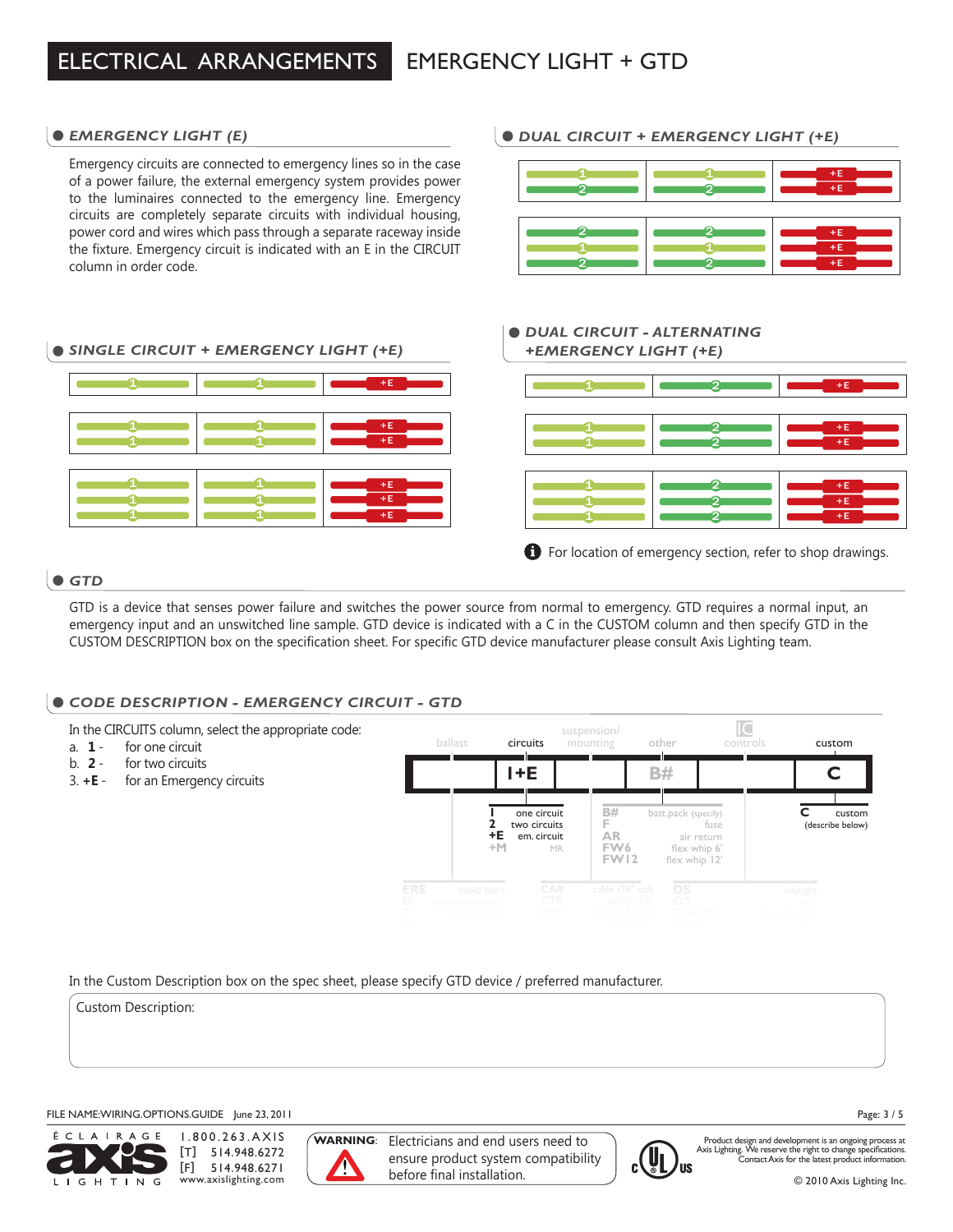# ELECTRICAL ARRANGEMENTS EMERGENCY LIGHT + GTD

## EMERGENCY LIGHT (E)

Emergency circuits are connected to emergency lines so in the case of a power failure, the external emergency system provides power to the luminaires connected to the emergency line. Emergency circuits are completely separate circuits with individual housing, power cord and wires which pass through a separate raceway inside the fixture. Emergency circuit is indicated with an E in the CIRCUIT column in order code.

## DUAL CIRCUIT + EMERGENCY LIGHT (+E)

| | | |
|---|---|---|
| 1 / 2 | 1 / 2 | +E / +E |

| | | |
|---|---|---|
| 2 / 1 / 2 | 2 / 1 / 2 | +E / +E / +E |

## SINGLE CIRCUIT + EMERGENCY LIGHT (+E)

| | | |
|---|---|---|
| 1 | 1 | +E |

| | | |
|---|---|---|
| 1 / 1 | 1 / 1 | +E / +E |

| | | |
|---|---|---|
| 1 / 1 / 1 | 1 / 1 / 1 | +E / +E / +E |

## DUAL CIRCUIT - ALTERNATING +EMERGENCY LIGHT (+E)

| | | |
|---|---|---|
| 1 | 2 | +E |

| | | |
|---|---|---|
| 1 / 1 | 2 / 2 | +E / +E |

| | | |
|---|---|---|
| 1 / 1 / 1 | 2 / 2 / 2 | +E / +E / +E |

For location of emergency section, refer to shop drawings.

## GTD

GTD is a device that senses power failure and switches the power source from normal to emergency. GTD requires a normal input, an emergency input and an unswitched line sample. GTD device is indicated with a C in the CUSTOM column and then specify GTD in the CUSTOM DESCRIPTION box on the specification sheet. For specific GTD device manufacturer please consult Axis Lighting team.

## CODE DESCRIPTION - EMERGENCY CIRCUIT - GTD

In the CIRCUITS column, select the appropriate code:

a. **1** - for one circuit
b. **2** - for two circuits
3. **+E** - for an Emergency circuits

| ballast | circuits | suspension/ mounting | other | controls | custom |
|---|---|---|---|---|---|
| | 1+E | | B# | | C |

circuits:
- 1 — one circuit
- 2 — two circuits
- +E — em. circuit
- +M — MR

other:
- B# — batt.pack (specify)
- F — fuse
- AR — air return
- FW6 — flex whip 6'
- FW12 — flex whip 12'

custom:
- C — custom (describe below)

In the Custom Description box on the spec sheet, please specify GTD device / preferred manufacturer.

Custom Description: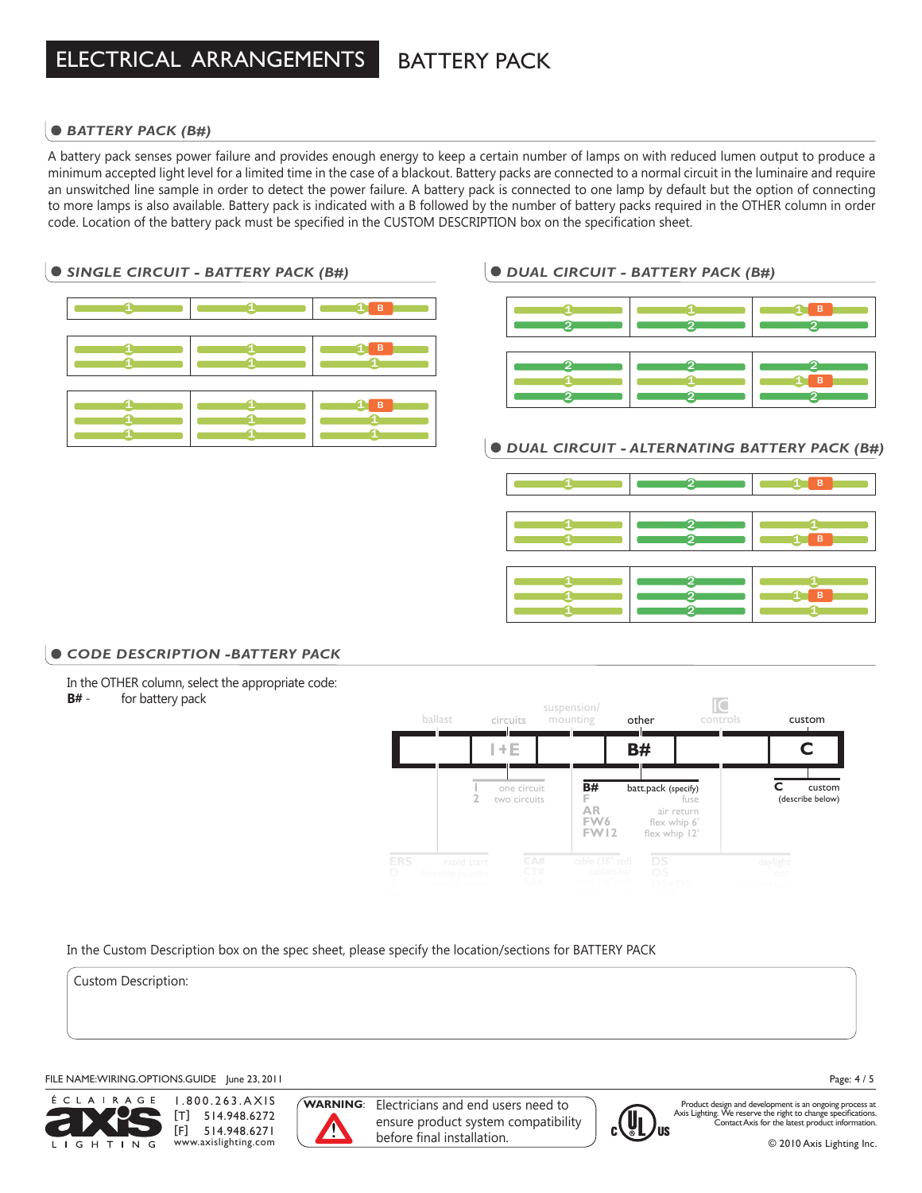# ELECTRICAL ARRANGEMENTS — BATTERY PACK

## BATTERY PACK (B#)

A battery pack senses power failure and provides enough energy to keep a certain number of lamps on with reduced lumen output to produce a minimum accepted light level for a limited time in the case of a blackout. Battery packs are connected to a normal circuit in the luminaire and require an unswitched line sample in order to detect the power failure. A battery pack is connected to one lamp by default but the option of connecting to more lamps is also available. Battery pack is indicated with a B followed by the number of battery packs required in the OTHER column in order code. Location of the battery pack must be specified in the CUSTOM DESCRIPTION box on the specification sheet.

### SINGLE CIRCUIT - BATTERY PACK (B#)

### DUAL CIRCUIT - BATTERY PACK (B#)

### DUAL CIRCUIT - ALTERNATING BATTERY PACK (B#)

## CODE DESCRIPTION -BATTERY PACK

In the OTHER column, select the appropriate code:
**B#** - for battery pack

| ballast | circuits | suspension/ mounting | other | controls | custom |
|---|---|---|---|---|---|
| | I+E | | B# | | C |

- **B#** batt.pack (specify)
- **C** custom (describe below)

In the Custom Description box on the spec sheet, please specify the location/sections for BATTERY PACK

Custom Description:

FILE NAME:WIRING.OPTIONS.GUIDE June 23, 2011

ÉCLAIRAGE axis LIGHTING 1.800.263.AXIS [T] 514.948.6272 [F] 514.948.6271 www.axislighting.com

**WARNING**: Electricians and end users need to ensure product system compatibility before final installation.

Product design and development is an ongoing process at Axis Lighting. We reserve the right to change specifications. Contact Axis for the latest product information.

© 2010 Axis Lighting Inc.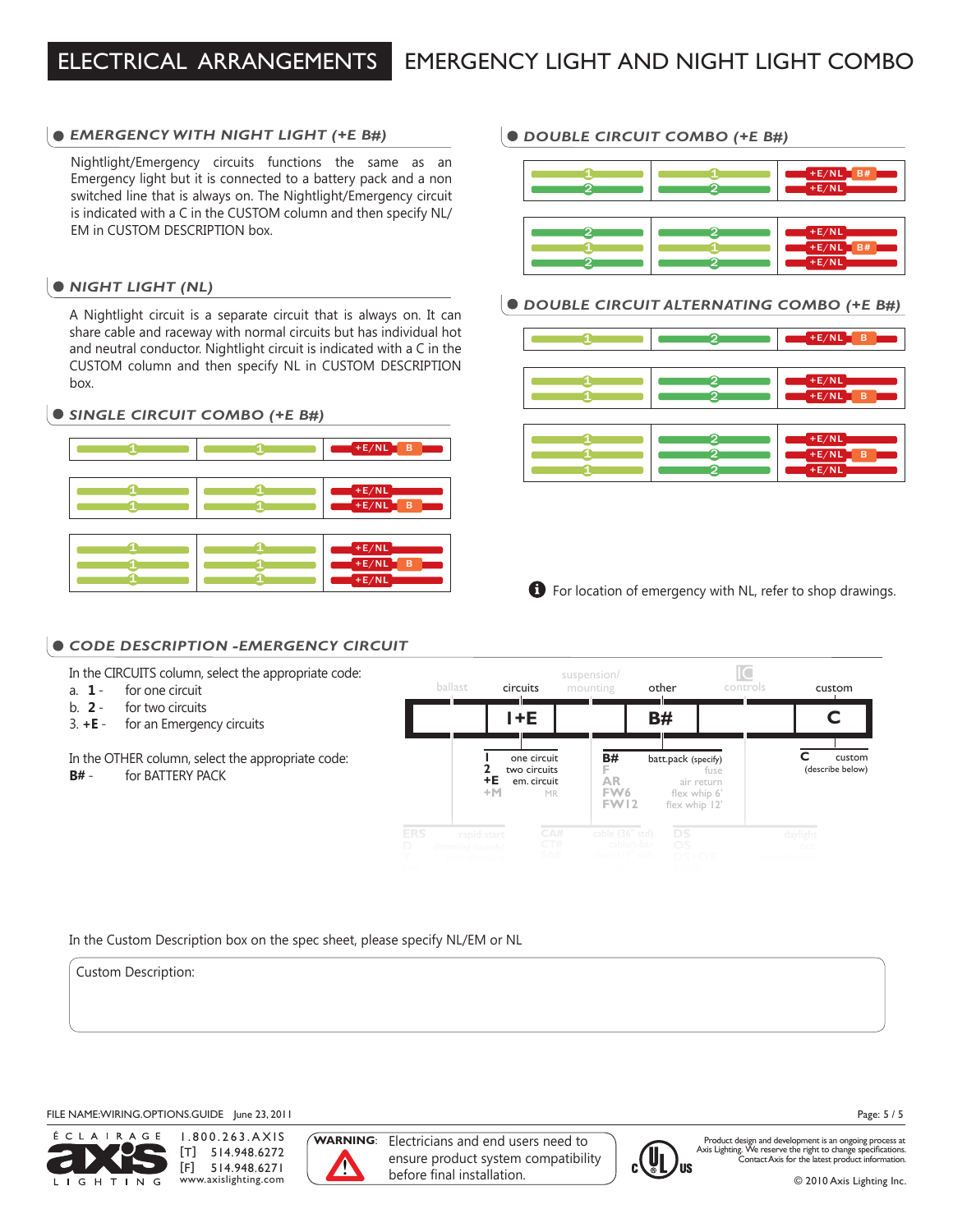# ELECTRICAL ARRANGEMENTS EMERGENCY LIGHT AND NIGHT LIGHT COMBO

## EMERGENCY WITH NIGHT LIGHT (+E B#)

Nightlight/Emergency circuits functions the same as an Emergency light but it is connected to a battery pack and a non switched line that is always on. The Nightlight/Emergency circuit is indicated with a C in the CUSTOM column and then specify NL/EM in CUSTOM DESCRIPTION box.

## NIGHT LIGHT (NL)

A Nightlight circuit is a separate circuit that is always on. It can share cable and raceway with normal circuits but has individual hot and neutral conductor. Nightlight circuit is indicated with a C in the CUSTOM column and then specify NL in CUSTOM DESCRIPTION box.

## SINGLE CIRCUIT COMBO (+E B#)

1 1 +E/NL B

1 1 +E/NL
1 1 +E/NL B

1 1 +E/NL
1 1 +E/NL B
1 1 +E/NL

## DOUBLE CIRCUIT COMBO (+E B#)

1 1 +E/NL B#
2 2 +E/NL

2 2 +E/NL
1 1 +E/NL B#
2 2 +E/NL

## DOUBLE CIRCUIT ALTERNATING COMBO (+E B#)

1 2 +E/NL B

1 2 +E/NL
1 2 +E/NL B

1 2 +E/NL
1 2 +E/NL B
1 2 +E/NL

For location of emergency with NL, refer to shop drawings.

## CODE DESCRIPTION -EMERGENCY CIRCUIT

In the CIRCUITS column, select the appropriate code:

a. **1** - for one circuit
b. **2** - for two circuits
3. **+E** - for an Emergency circuits

In the OTHER column, select the appropriate code:

**B#** - for BATTERY PACK

| ballast | circuits | suspension/ mounting | other | controls | custom |
|---|---|---|---|---|---|
| | 1+E | | B# | | C |

circuits: 1 one circuit; 2 two circuits; +E em. circuit; +M MR

other: B# batt.pack (specify); F fuse; AR air return; FW6 flex whip 6'; FW12 flex whip 12'

custom: C custom (describe below)

In the Custom Description box on the spec sheet, please specify NL/EM or NL

Custom Description:

FILE NAME:WIRING.OPTIONS.GUIDE June 23, 2011

ÉCLAIRAGE axis LIGHTING 1.800.263.AXIS [T] 514.948.6272 [F] 514.948.6271 www.axislighting.com

**WARNING**: Electricians and end users need to ensure product system compatibility before final installation.

Product design and development is an ongoing process at Axis Lighting. We reserve the right to change specifications. Contact Axis for the latest product information.

© 2010 Axis Lighting Inc.